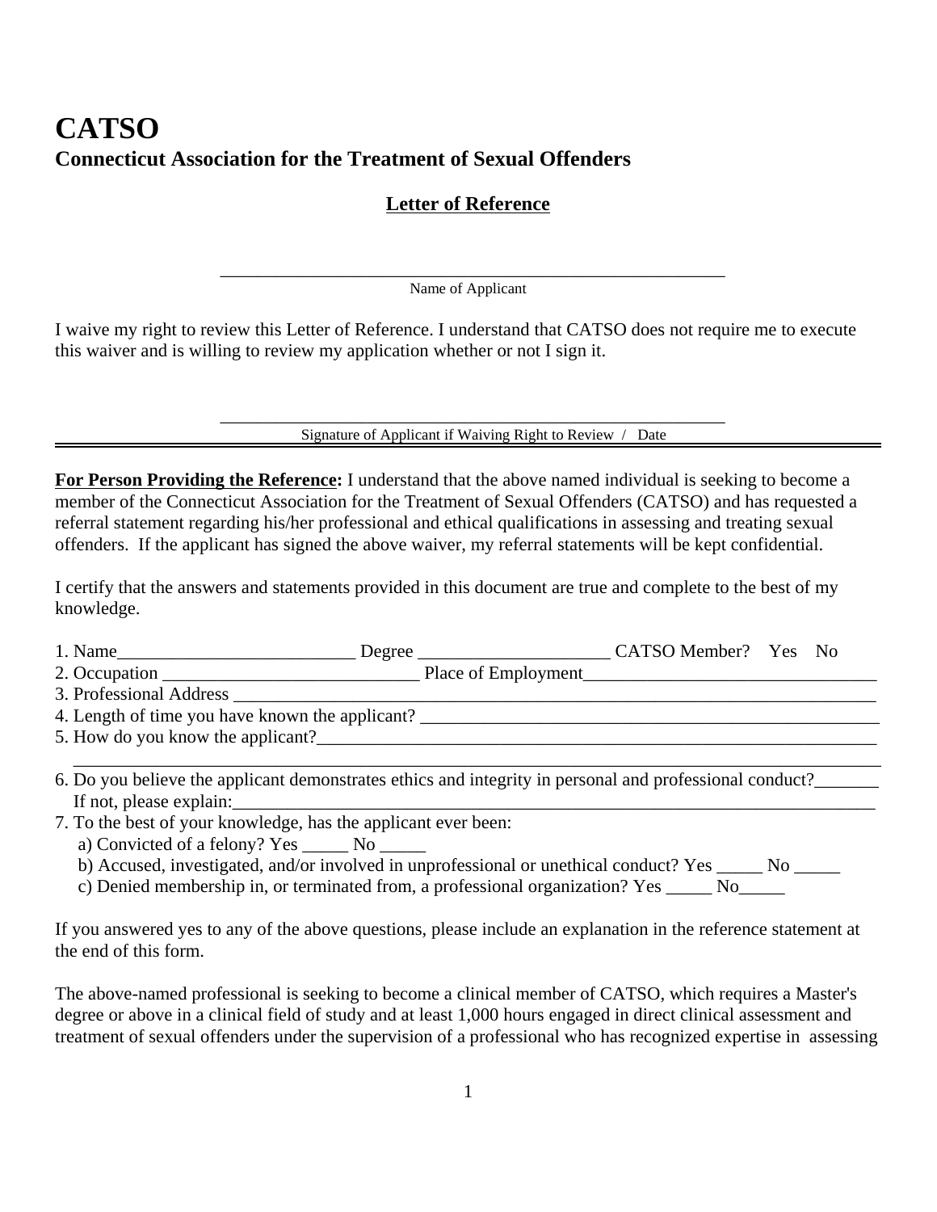# CATSO

## Connecticut Association for the Treatment of Sexual Offenders

### Letter of Reference

\_\_\_\_\_\_\_\_\_\_\_\_\_\_\_\_\_\_\_\_\_\_\_\_\_\_\_\_\_\_\_\_\_\_\_\_\_\_\_\_\_\_\_\_\_\_\_\_\_\_\_\_\_\_\_\_\_\_

Name of Applicant

I waive my right to review this Letter of Reference. I understand that CATSO does not require me to execute this waiver and is willing to review my application whether or not I sign it.

\_\_\_\_\_\_\_\_\_\_\_\_\_\_\_\_\_\_\_\_\_\_\_\_\_\_\_\_\_\_\_\_\_\_\_\_\_\_\_\_\_\_\_\_\_\_\_\_\_\_\_\_\_\_\_\_\_\_

Signature of Applicant if Waiving Right to Review / Date

---

**For Person Providing the Reference:** I understand that the above named individual is seeking to become a member of the Connecticut Association for the Treatment of Sexual Offenders (CATSO) and has requested a referral statement regarding his/her professional and ethical qualifications in assessing and treating sexual offenders. If the applicant has signed the above waiver, my referral statements will be kept confidential.

I certify that the answers and statements provided in this document are true and complete to the best of my knowledge.

1. Name\_\_\_\_\_\_\_\_\_\_\_\_\_\_\_\_\_\_\_\_\_\_\_\_\_\_ Degree \_\_\_\_\_\_\_\_\_\_\_\_\_\_\_\_\_\_\_\_\_ CATSO Member? Yes No
2. Occupation \_\_\_\_\_\_\_\_\_\_\_\_\_\_\_\_\_\_\_\_\_\_\_\_\_\_\_\_ Place of Employment\_\_\_\_\_\_\_\_\_\_\_\_\_\_\_\_\_\_\_\_\_\_\_\_\_\_\_\_\_\_\_\_\_
3. Professional Address \_\_\_\_\_\_\_\_\_\_\_\_\_\_\_\_\_\_\_\_\_\_\_\_\_\_\_\_\_\_\_\_\_\_\_\_\_\_\_\_\_\_\_\_\_\_\_\_\_\_\_\_\_\_\_\_\_\_\_\_\_\_\_\_\_\_\_\_\_\_\_\_\_
4. Length of time you have known the applicant? \_\_\_\_\_\_\_\_\_\_\_\_\_\_\_\_\_\_\_\_\_\_\_\_\_\_\_\_\_\_\_\_\_\_\_\_\_\_\_\_\_\_\_\_\_\_\_\_\_\_\_
5. How do you know the applicant?\_\_\_\_\_\_\_\_\_\_\_\_\_\_\_\_\_\_\_\_\_\_\_\_\_\_\_\_\_\_\_\_\_\_\_\_\_\_\_\_\_\_\_\_\_\_\_\_\_\_\_\_\_\_\_\_\_\_\_\_\_\_\_
   \_\_\_\_\_\_\_\_\_\_\_\_\_\_\_\_\_\_\_\_\_\_\_\_\_\_\_\_\_\_\_\_\_\_\_\_\_\_\_\_\_\_\_\_\_\_\_\_\_\_\_\_\_\_\_\_\_\_\_\_\_\_\_\_\_\_\_\_\_\_\_\_\_\_\_\_\_\_\_\_\_\_\_\_\_\_\_\_\_\_
6. Do you believe the applicant demonstrates ethics and integrity in personal and professional conduct?\_\_\_\_\_\_\_
   If not, please explain:\_\_\_\_\_\_\_\_\_\_\_\_\_\_\_\_\_\_\_\_\_\_\_\_\_\_\_\_\_\_\_\_\_\_\_\_\_\_\_\_\_\_\_\_\_\_\_\_\_\_\_\_\_\_\_\_\_\_\_\_\_\_\_\_\_\_\_\_\_\_\_\_\_\_\_
7. To the best of your knowledge, has the applicant ever been:
   a) Convicted of a felony? Yes \_\_\_\_\_ No \_\_\_\_\_
   b) Accused, investigated, and/or involved in unprofessional or unethical conduct? Yes \_\_\_\_\_ No \_\_\_\_\_
   c) Denied membership in, or terminated from, a professional organization? Yes \_\_\_\_\_ No\_\_\_\_\_

If you answered yes to any of the above questions, please include an explanation in the reference statement at the end of this form.

The above-named professional is seeking to become a clinical member of CATSO, which requires a Master's degree or above in a clinical field of study and at least 1,000 hours engaged in direct clinical assessment and treatment of sexual offenders under the supervision of a professional who has recognized expertise in assessing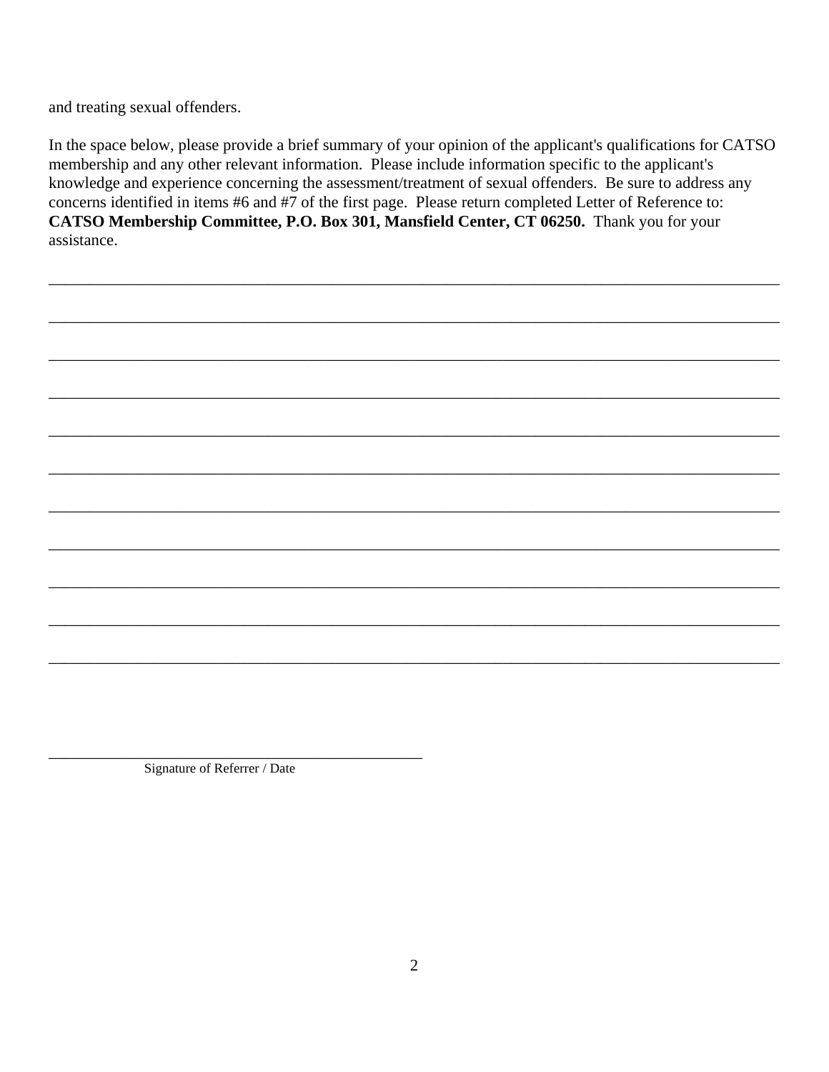and treating sexual offenders.

In the space below, please provide a brief summary of your opinion of the applicant's qualifications for CATSO membership and any other relevant information. Please include information specific to the applicant's knowledge and experience concerning the assessment/treatment of sexual offenders. Be sure to address any concerns identified in items #6 and #7 of the first page. Please return completed Letter of Reference to: **CATSO Membership Committee, P.O. Box 301, Mansfield Center, CT 06250.** Thank you for your assistance.

_______________________________________________________________________________________

_______________________________________________________________________________________

_______________________________________________________________________________________

_______________________________________________________________________________________

_______________________________________________________________________________________

_______________________________________________________________________________________

_______________________________________________________________________________________

_______________________________________________________________________________________

_______________________________________________________________________________________

_______________________________________________________________________________________

_______________________________________________________________________________________

____________________________________________
Signature of Referrer / Date